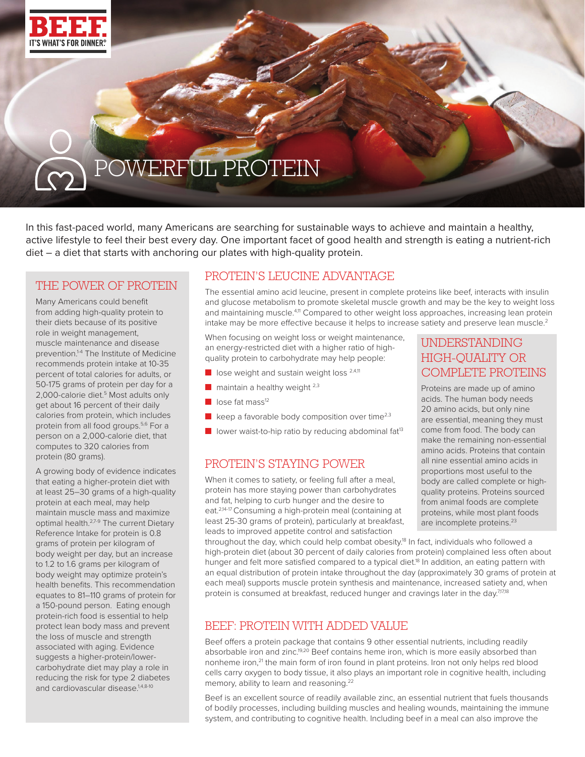# POWERFUL PROTEIN

In this fast-paced world, many Americans are searching for sustainable ways to achieve and maintain a healthy, active lifestyle to feel their best every day. One important facet of good health and strength is eating a nutrient-rich diet – a diet that starts with anchoring our plates with high-quality protein.

## THE POWER OF PROTEIN

Many Americans could benefit from adding high-quality protein to their diets because of its positive role in weight management, muscle maintenance and disease prevention.[1-4] The Institute of Medicine recommends protein intake at 10-35 percent of total calories for adults, or 50-175 grams of protein per day for a 2,000-calorie diet.[5] Most adults only get about 16 percent of their daily calories from protein, which includes protein from all food groups.[5,6] For a person on a 2,000-calorie diet, that computes to 320 calories from protein (80 grams).

A growing body of evidence indicates that eating a higher-protein diet with at least 25–30 grams of a high-quality protein at each meal, may help maintain muscle mass and maximize optimal health.[2,7-9] The current Dietary Reference Intake for protein is 0.8 grams of protein per kilogram of body weight per day, but an increase to 1.2 to 1.6 grams per kilogram of body weight may optimize protein's health benefits. This recommendation equates to 81–110 grams of protein for a 150-pound person. Eating enough protein-rich food is essential to help protect lean body mass and prevent the loss of muscle and strength associated with aging. Evidence suggests a higher-protein/lower-carbohydrate diet may play a role in reducing the risk for type 2 diabetes and cardiovascular disease.[1,4,8-10]

## PROTEIN'S LEUCINE ADVANTAGE

The essential amino acid leucine, present in complete proteins like beef, interacts with insulin and glucose metabolism to promote skeletal muscle growth and may be the key to weight loss and maintaining muscle.[4,11] Compared to other weight loss approaches, increasing lean protein intake may be more effective because it helps to increase satiety and preserve lean muscle.[2]

When focusing on weight loss or weight maintenance, an energy-restricted diet with a higher ratio of high-quality protein to carbohydrate may help people:

- lose weight and sustain weight loss [2,4,11]
- maintain a healthy weight [2,3]
- lose fat mass[12]
- keep a favorable body composition over time[2,3]
- lower waist-to-hip ratio by reducing abdominal fat[13]

## UNDERSTANDING HIGH-QUALITY OR COMPLETE PROTEINS

Proteins are made up of amino acids. The human body needs 20 amino acids, but only nine are essential, meaning they must come from food. The body can make the remaining non-essential amino acids. Proteins that contain all nine essential amino acids in proportions most useful to the body are called complete or high-quality proteins. Proteins sourced from animal foods are complete proteins, while most plant foods are incomplete proteins.[23]

## PROTEIN'S STAYING POWER

When it comes to satiety, or feeling full after a meal, protein has more staying power than carbohydrates and fat, helping to curb hunger and the desire to eat.[2,14-17] Consuming a high-protein meal (containing at least 25-30 grams of protein), particularly at breakfast, leads to improved appetite control and satisfaction throughout the day, which could help combat obesity.[18] In fact, individuals who followed a high-protein diet (about 30 percent of daily calories from protein) complained less often about hunger and felt more satisfied compared to a typical diet.[18] In addition, an eating pattern with an equal distribution of protein intake throughout the day (approximately 30 grams of protein at each meal) supports muscle protein synthesis and maintenance, increased satiety and, when protein is consumed at breakfast, reduced hunger and cravings later in the day.[7,17,18]

## BEEF: PROTEIN WITH ADDED VALUE

Beef offers a protein package that contains 9 other essential nutrients, including readily absorbable iron and zinc.[19,20] Beef contains heme iron, which is more easily absorbed than nonheme iron,[21] the main form of iron found in plant proteins. Iron not only helps red blood cells carry oxygen to body tissue, it also plays an important role in cognitive health, including memory, ability to learn and reasoning.[22]

Beef is an excellent source of readily available zinc, an essential nutrient that fuels thousands of bodily processes, including building muscles and healing wounds, maintaining the immune system, and contributing to cognitive health. Including beef in a meal can also improve the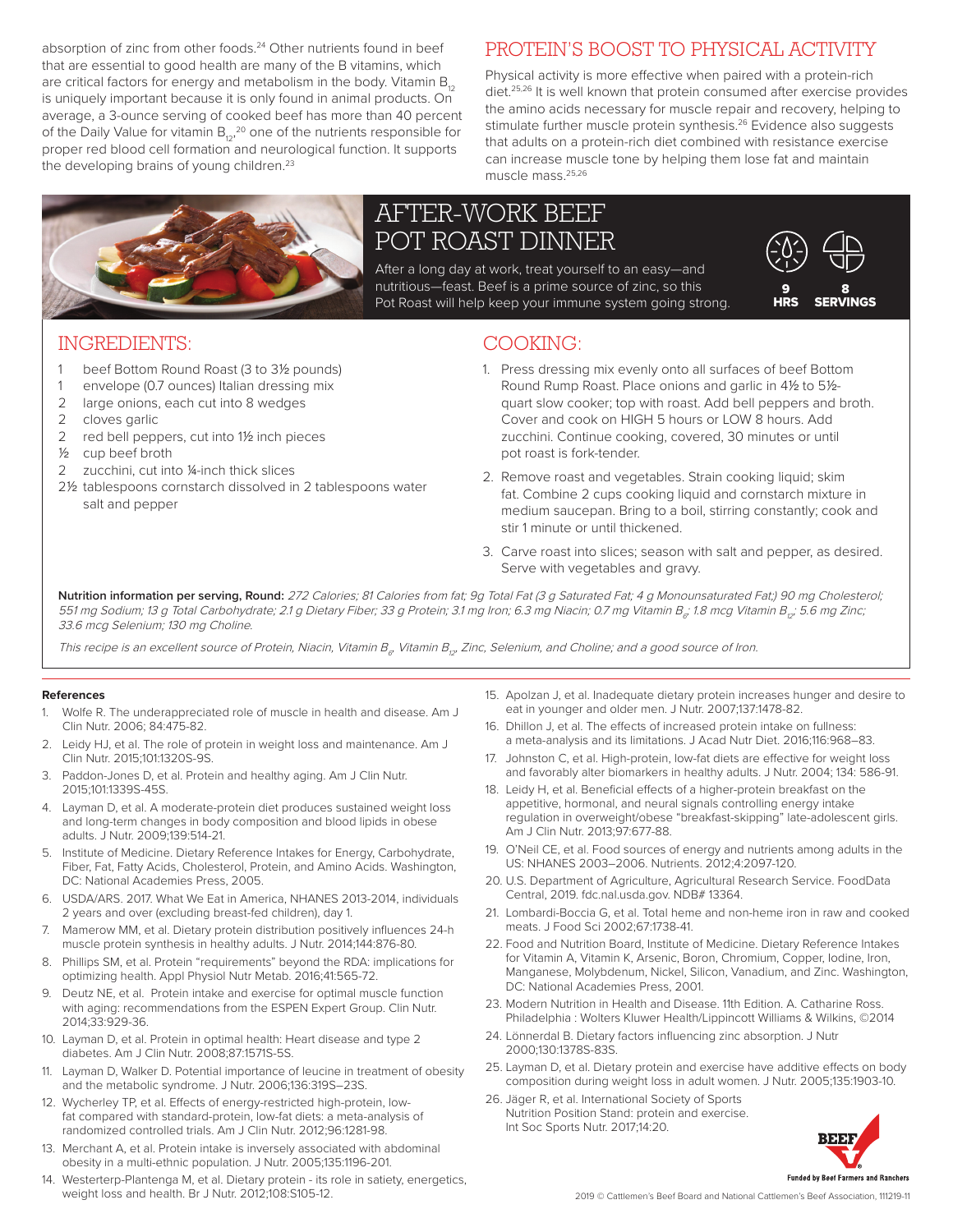absorption of zinc from other foods.[24] Other nutrients found in beef that are essential to good health are many of the B vitamins, which are critical factors for energy and metabolism in the body. Vitamin $B_{12}$ is uniquely important because it is only found in animal products. On average, a 3-ounce serving of cooked beef has more than 40 percent of the Daily Value for vitamin $B_{12}$,[20] one of the nutrients responsible for proper red blood cell formation and neurological function. It supports the developing brains of young children.[23]

## PROTEIN'S BOOST TO PHYSICAL ACTIVITY

Physical activity is more effective when paired with a protein-rich diet.[25,26] It is well known that protein consumed after exercise provides the amino acids necessary for muscle repair and recovery, helping to stimulate further muscle protein synthesis.[26] Evidence also suggests that adults on a protein-rich diet combined with resistance exercise can increase muscle tone by helping them lose fat and maintain muscle mass.[25,26]

## AFTER-WORK BEEF POT ROAST DINNER

After a long day at work, treat yourself to an easy—and nutritious—feast. Beef is a prime source of zinc, so this Pot Roast will help keep your immune system going strong.

**9 HRS** | **8 SERVINGS**

### INGREDIENTS:

- 1 beef Bottom Round Roast (3 to 3½ pounds)
- 1 envelope (0.7 ounces) Italian dressing mix
- 2 large onions, each cut into 8 wedges
- 2 cloves garlic
- 2 red bell peppers, cut into 1½ inch pieces
- ½ cup beef broth
- 2 zucchini, cut into ¼-inch thick slices
- 2½ tablespoons cornstarch dissolved in 2 tablespoons water
- salt and pepper

### COOKING:

1. Press dressing mix evenly onto all surfaces of beef Bottom Round Rump Roast. Place onions and garlic in 4½ to 5½-quart slow cooker; top with roast. Add bell peppers and broth. Cover and cook on HIGH 5 hours or LOW 8 hours. Add zucchini. Continue cooking, covered, 30 minutes or until pot roast is fork-tender.
2. Remove roast and vegetables. Strain cooking liquid; skim fat. Combine 2 cups cooking liquid and cornstarch mixture in medium saucepan. Bring to a boil, stirring constantly; cook and stir 1 minute or until thickened.
3. Carve roast into slices; season with salt and pepper, as desired. Serve with vegetables and gravy.

**Nutrition information per serving, Round:** *272 Calories; 81 Calories from fat; 9g Total Fat (3 g Saturated Fat; 4 g Monounsaturated Fat;) 90 mg Cholesterol; 551 mg Sodium; 13 g Total Carbohydrate; 2.1 g Dietary Fiber; 33 g Protein; 3.1 mg Iron; 6.3 mg Niacin; 0.7 mg Vitamin $B_6$; 1.8 mcg Vitamin $B_{12}$; 5.6 mg Zinc; 33.6 mcg Selenium; 130 mg Choline.*

*This recipe is an excellent source of Protein, Niacin, Vitamin $B_6$, Vitamin $B_{12}$, Zinc, Selenium, and Choline; and a good source of Iron.*

#### References

1. Wolfe R. The underappreciated role of muscle in health and disease. Am J Clin Nutr. 2006; 84:475-82.
2. Leidy HJ, et al. The role of protein in weight loss and maintenance. Am J Clin Nutr. 2015;101:1320S-9S.
3. Paddon-Jones D, et al. Protein and healthy aging. Am J Clin Nutr. 2015;101:1339S-45S.
4. Layman D, et al. A moderate-protein diet produces sustained weight loss and long-term changes in body composition and blood lipids in obese adults. J Nutr. 2009;139:514-21.
5. Institute of Medicine. Dietary Reference Intakes for Energy, Carbohydrate, Fiber, Fat, Fatty Acids, Cholesterol, Protein, and Amino Acids. Washington, DC: National Academies Press, 2005.
6. USDA/ARS. 2017. What We Eat in America, NHANES 2013-2014, individuals 2 years and over (excluding breast-fed children), day 1.
7. Mamerow MM, et al. Dietary protein distribution positively influences 24-h muscle protein synthesis in healthy adults. J Nutr. 2014;144:876-80.
8. Phillips SM, et al. Protein "requirements" beyond the RDA: implications for optimizing health. Appl Physiol Nutr Metab. 2016;41:565-72.
9. Deutz NE, et al. Protein intake and exercise for optimal muscle function with aging: recommendations from the ESPEN Expert Group. Clin Nutr. 2014;33:929-36.
10. Layman D, et al. Protein in optimal health: Heart disease and type 2 diabetes. Am J Clin Nutr. 2008;87:1571S-5S.
11. Layman D, Walker D. Potential importance of leucine in treatment of obesity and the metabolic syndrome. J Nutr. 2006;136:319S–23S.
12. Wycherley TP, et al. Effects of energy-restricted high-protein, low-fat compared with standard-protein, low-fat diets: a meta-analysis of randomized controlled trials. Am J Clin Nutr. 2012;96:1281-98.
13. Merchant A, et al. Protein intake is inversely associated with abdominal obesity in a multi-ethnic population. J Nutr. 2005;135:1196-201.
14. Westerterp-Plantenga M, et al. Dietary protein - its role in satiety, energetics, weight loss and health. Br J Nutr. 2012;108:S105-12.
15. Apolzan J, et al. Inadequate dietary protein increases hunger and desire to eat in younger and older men. J Nutr. 2007;137:1478-82.
16. Dhillon J, et al. The effects of increased protein intake on fullness: a meta-analysis and its limitations. J Acad Nutr Diet. 2016;116:968–83.
17. Johnston C, et al. High-protein, low-fat diets are effective for weight loss and favorably alter biomarkers in healthy adults. J Nutr. 2004; 134: 586-91.
18. Leidy H, et al. Beneficial effects of a higher-protein breakfast on the appetitive, hormonal, and neural signals controlling energy intake regulation in overweight/obese "breakfast-skipping" late-adolescent girls. Am J Clin Nutr. 2013;97:677-88.
19. O'Neil CE, et al. Food sources of energy and nutrients among adults in the US: NHANES 2003–2006. Nutrients. 2012;4:2097-120.
20. U.S. Department of Agriculture, Agricultural Research Service. FoodData Central, 2019. fdc.nal.usda.gov. NDB# 13364.
21. Lombardi-Boccia G, et al. Total heme and non-heme iron in raw and cooked meats. J Food Sci 2002;67:1738-41.
22. Food and Nutrition Board, Institute of Medicine. Dietary Reference Intakes for Vitamin A, Vitamin K, Arsenic, Boron, Chromium, Copper, Iodine, Iron, Manganese, Molybdenum, Nickel, Silicon, Vanadium, and Zinc. Washington, DC: National Academies Press, 2001.
23. Modern Nutrition in Health and Disease. 11th Edition. A. Catharine Ross. Philadelphia : Wolters Kluwer Health/Lippincott Williams & Wilkins, ©2014
24. Lönnerdal B. Dietary factors influencing zinc absorption. J Nutr 2000;130:1378S-83S.
25. Layman D, et al. Dietary protein and exercise have additive effects on body composition during weight loss in adult women. J Nutr. 2005;135:1903-10.
26. Jäger R, et al. International Society of Sports Nutrition Position Stand: protein and exercise. Int Soc Sports Nutr. 2017;14:20.

BEEF
Funded by Beef Farmers and Ranchers

2019 © Cattlemen's Beef Board and National Cattlemen's Beef Association, 111219-11